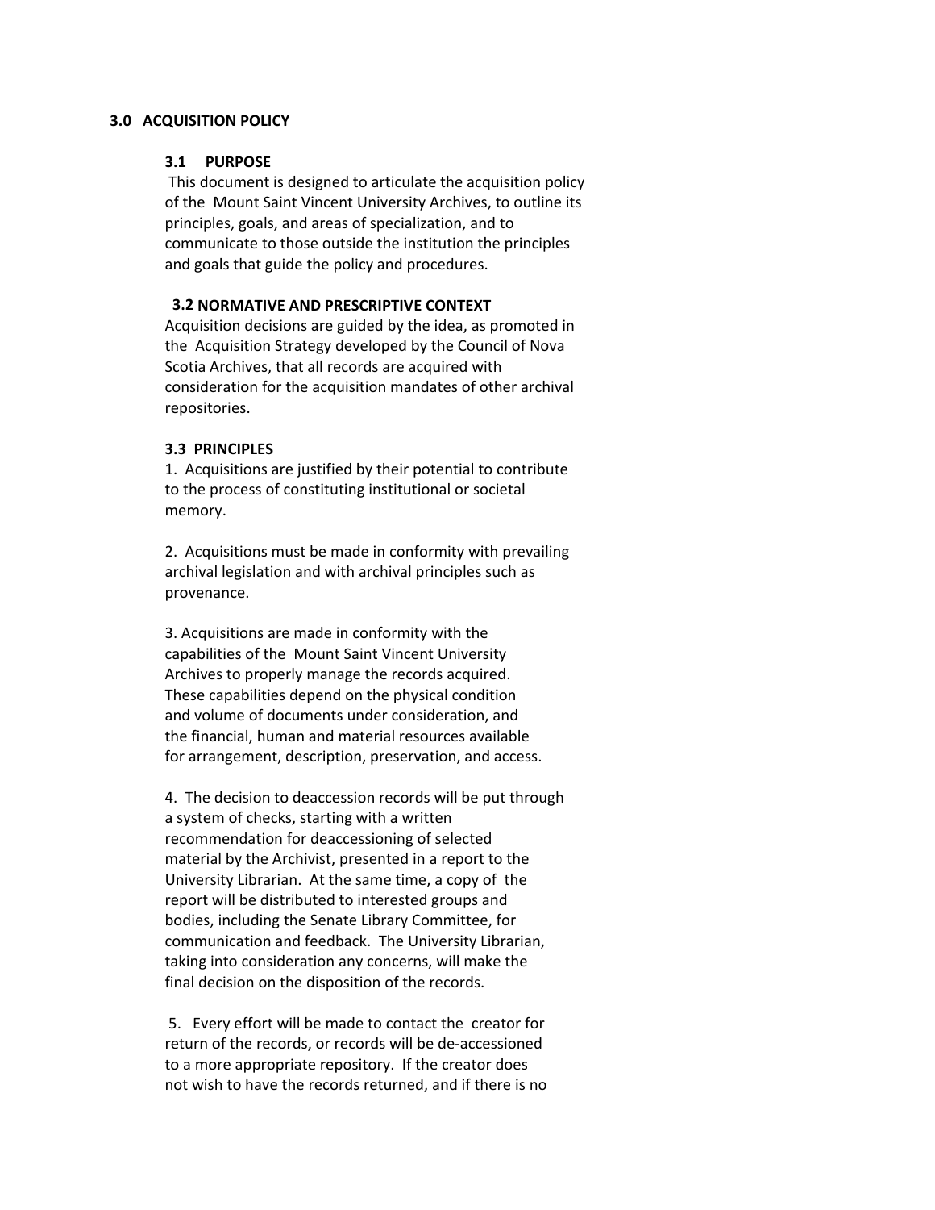## 3.0 ACQUISITION POLICY

### 3.1 PURPOSE

This document is designed to articulate the acquisition policy of the Mount Saint Vincent University Archives, to outline its principles, goals, and areas of specialization, and to communicate to those outside the institution the principles and goals that guide the policy and procedures.

### 3.2 NORMATIVE AND PRESCRIPTIVE CONTEXT

Acquisition decisions are guided by the idea, as promoted in the Acquisition Strategy developed by the Council of Nova Scotia Archives, that all records are acquired with consideration for the acquisition mandates of other archival repositories.

### 3.3 PRINCIPLES

1. Acquisitions are justified by their potential to contribute to the process of constituting institutional or societal memory.

2. Acquisitions must be made in conformity with prevailing archival legislation and with archival principles such as provenance.

3. Acquisitions are made in conformity with the capabilities of the Mount Saint Vincent University Archives to properly manage the records acquired. These capabilities depend on the physical condition and volume of documents under consideration, and the financial, human and material resources available for arrangement, description, preservation, and access.

4. The decision to deaccession records will be put through a system of checks, starting with a written recommendation for deaccessioning of selected material by the Archivist, presented in a report to the University Librarian. At the same time, a copy of the report will be distributed to interested groups and bodies, including the Senate Library Committee, for communication and feedback. The University Librarian, taking into consideration any concerns, will make the final decision on the disposition of the records.

5. Every effort will be made to contact the creator for return of the records, or records will be de-accessioned to a more appropriate repository. If the creator does not wish to have the records returned, and if there is no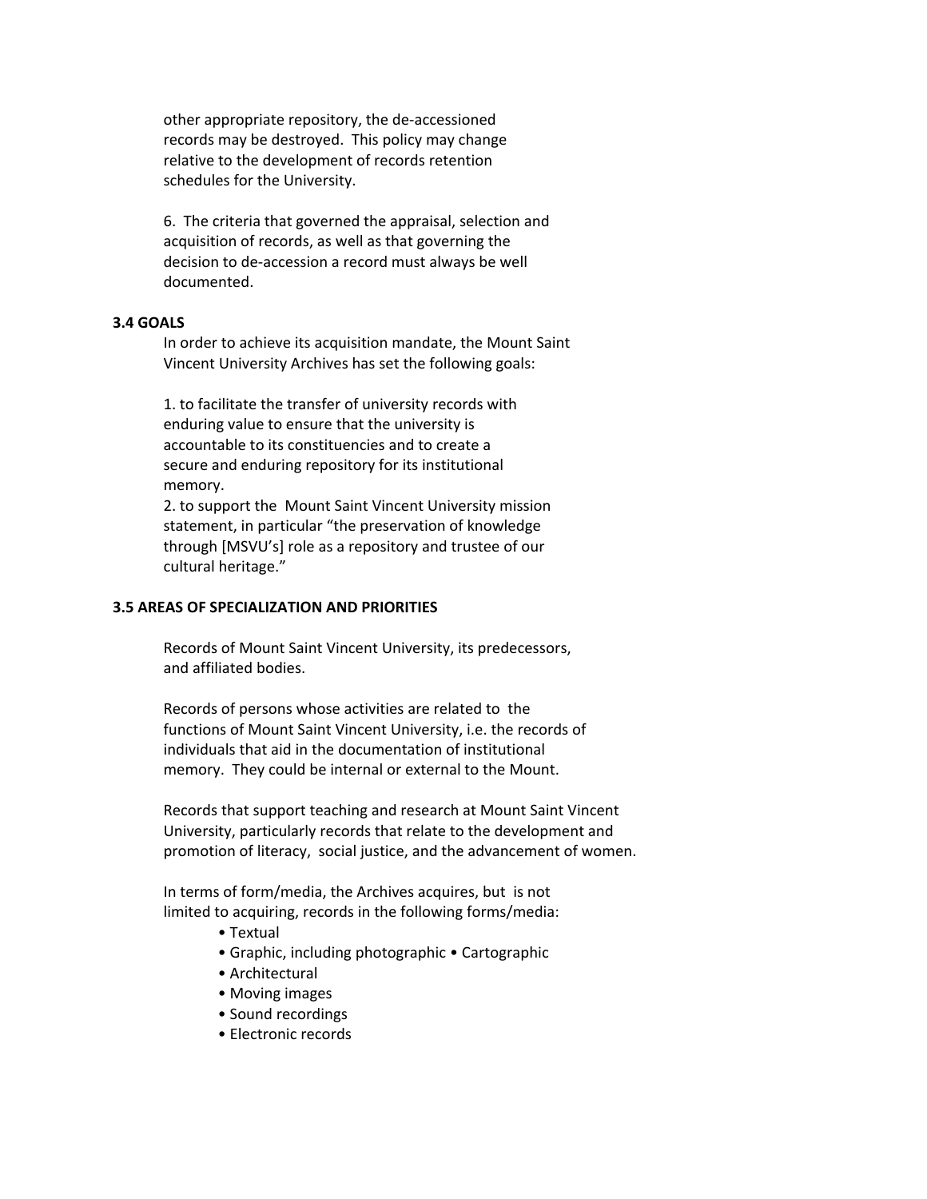other appropriate repository, the de-accessioned records may be destroyed. This policy may change relative to the development of records retention schedules for the University.

6. The criteria that governed the appraisal, selection and acquisition of records, as well as that governing the decision to de-accession a record must always be well documented.

**3.4 GOALS**

In order to achieve its acquisition mandate, the Mount Saint Vincent University Archives has set the following goals:

1. to facilitate the transfer of university records with enduring value to ensure that the university is accountable to its constituencies and to create a secure and enduring repository for its institutional memory.
2. to support the Mount Saint Vincent University mission statement, in particular "the preservation of knowledge through [MSVU's] role as a repository and trustee of our cultural heritage."

**3.5 AREAS OF SPECIALIZATION AND PRIORITIES**

Records of Mount Saint Vincent University, its predecessors, and affiliated bodies.

Records of persons whose activities are related to the functions of Mount Saint Vincent University, i.e. the records of individuals that aid in the documentation of institutional memory. They could be internal or external to the Mount.

Records that support teaching and research at Mount Saint Vincent University, particularly records that relate to the development and promotion of literacy, social justice, and the advancement of women.

In terms of form/media, the Archives acquires, but is not limited to acquiring, records in the following forms/media:

- Textual
- Graphic, including photographic • Cartographic
- Architectural
- Moving images
- Sound recordings
- Electronic records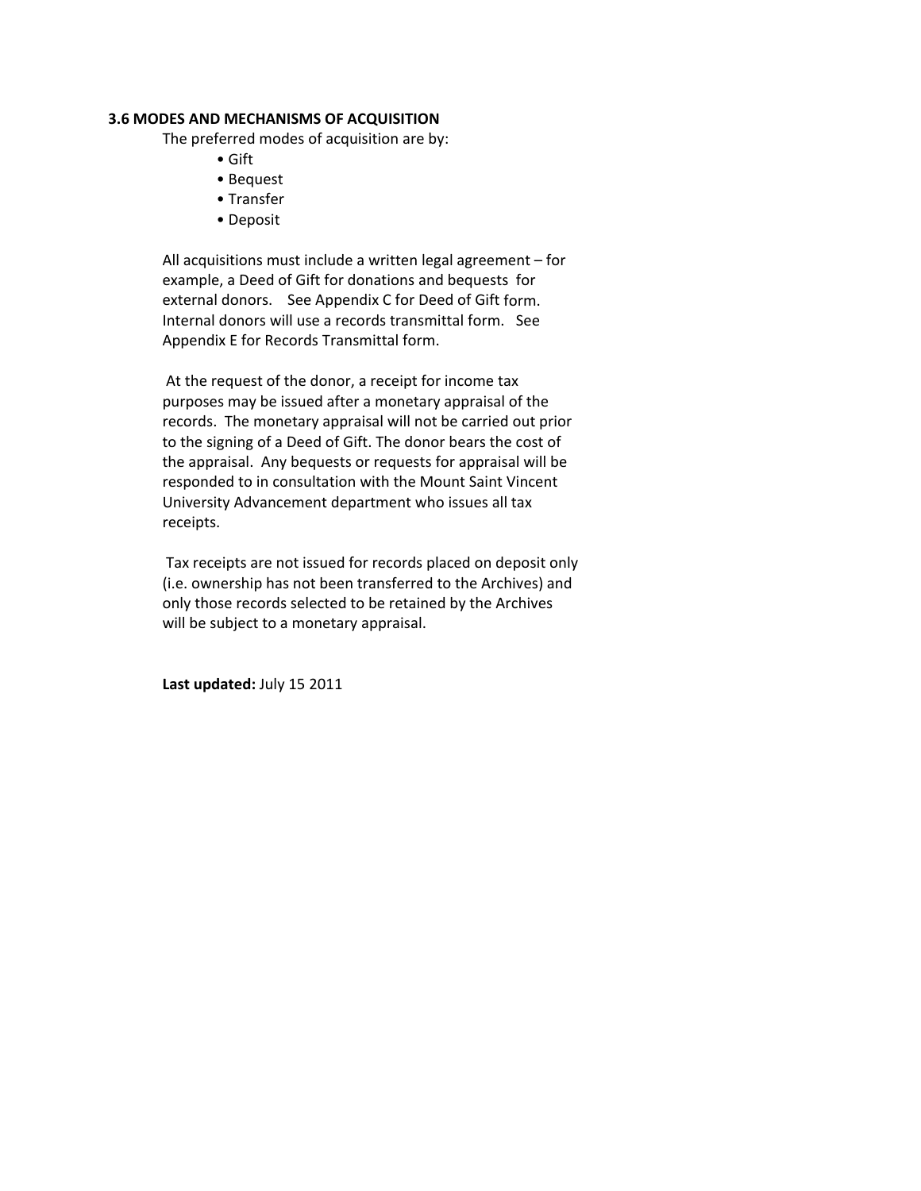**3.6 MODES AND MECHANISMS OF ACQUISITION**

The preferred modes of acquisition are by:

- Gift
- Bequest
- Transfer
- Deposit

All acquisitions must include a written legal agreement – for example, a Deed of Gift for donations and bequests for external donors. See Appendix C for Deed of Gift form. Internal donors will use a records transmittal form. See Appendix E for Records Transmittal form.

At the request of the donor, a receipt for income tax purposes may be issued after a monetary appraisal of the records. The monetary appraisal will not be carried out prior to the signing of a Deed of Gift. The donor bears the cost of the appraisal. Any bequests or requests for appraisal will be responded to in consultation with the Mount Saint Vincent University Advancement department who issues all tax receipts.

Tax receipts are not issued for records placed on deposit only (i.e. ownership has not been transferred to the Archives) and only those records selected to be retained by the Archives will be subject to a monetary appraisal.

**Last updated:** July 15 2011